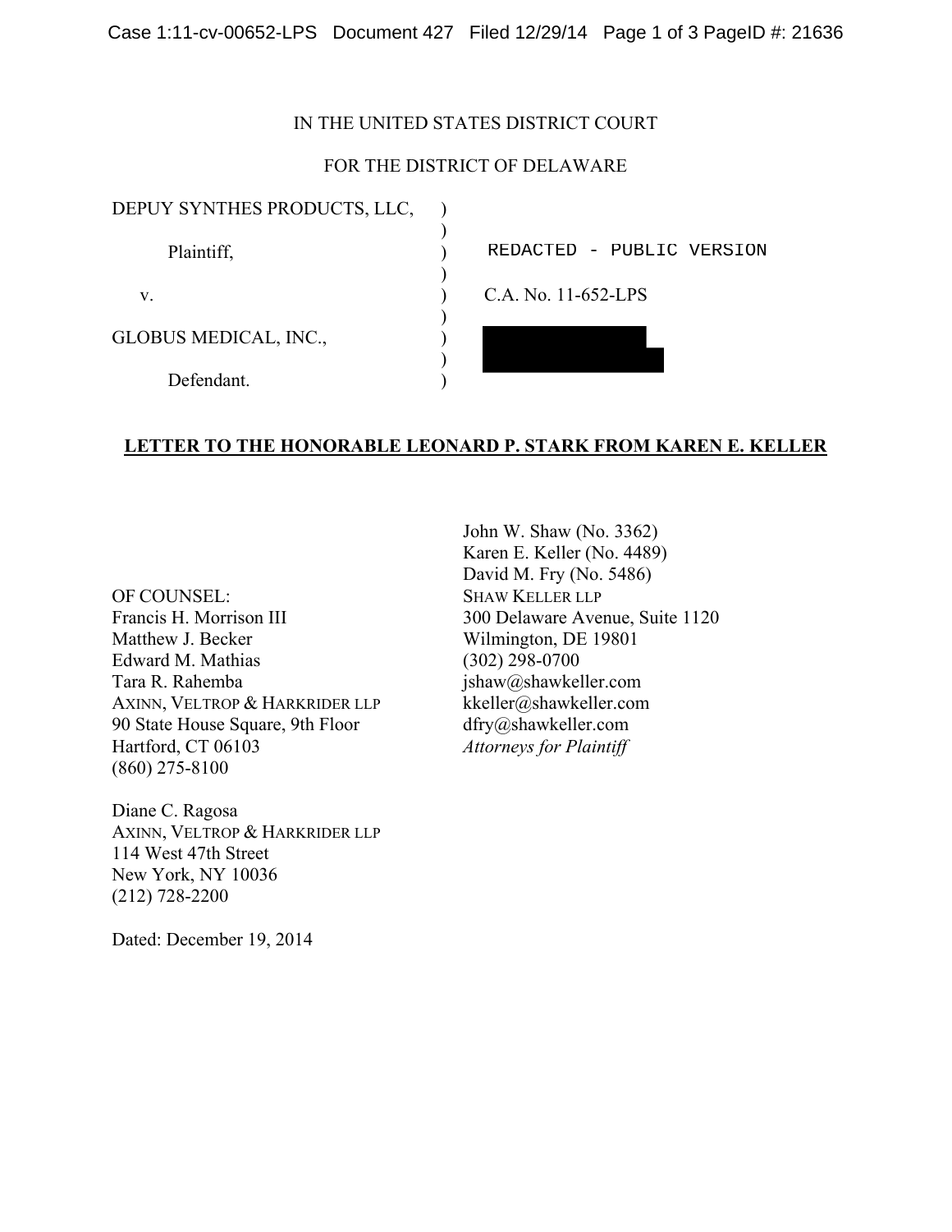IN THE UNITED STATES DISTRICT COURT

FOR THE DISTRICT OF DELAWARE

| | | |
|---|---|---|
| DEPUY SYNTHES PRODUCTS, LLC, | ) | |
| | ) | |
| Plaintiff, | ) | REDACTED - PUBLIC VERSION |
| | ) | |
| v. | ) | C.A. No. 11-652-LPS |
| | ) | |
| GLOBUS MEDICAL, INC., | ) | |
| | ) | |
| Defendant. | ) | |

**LETTER TO THE HONORABLE LEONARD P. STARK FROM KAREN E. KELLER**

John W. Shaw (No. 3362)
Karen E. Keller (No. 4489)
David M. Fry (No. 5486)
SHAW KELLER LLP
300 Delaware Avenue, Suite 1120
Wilmington, DE 19801
(302) 298-0700
jshaw@shawkeller.com
kkeller@shawkeller.com
dfry@shawkeller.com
*Attorneys for Plaintiff*

OF COUNSEL:
Francis H. Morrison III
Matthew J. Becker
Edward M. Mathias
Tara R. Rahemba
AXINN, VELTROP & HARKRIDER LLP
90 State House Square, 9th Floor
Hartford, CT 06103
(860) 275-8100

Diane C. Ragosa
AXINN, VELTROP & HARKRIDER LLP
114 West 47th Street
New York, NY 10036
(212) 728-2200

Dated: December 19, 2014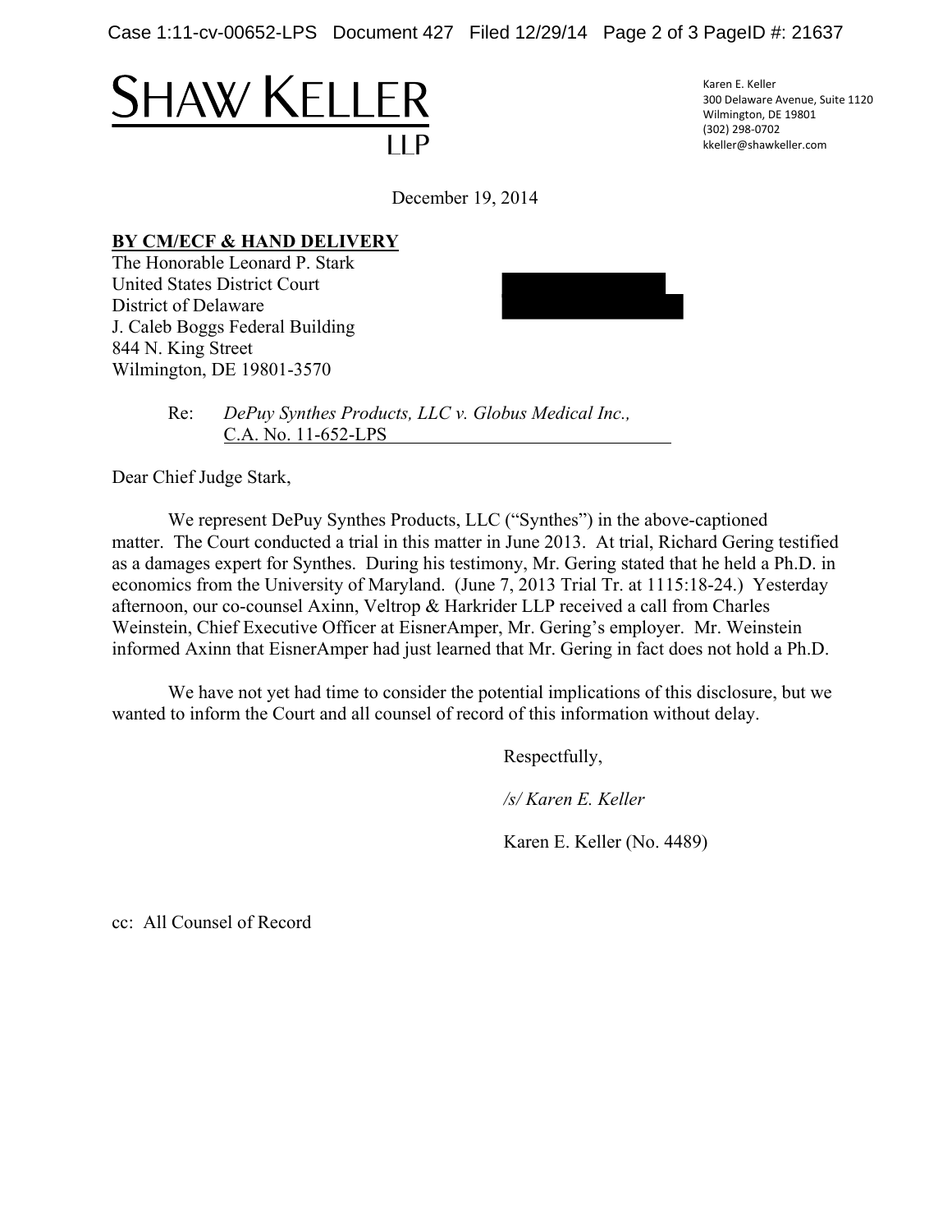# SHAW KELLER LLP

Karen E. Keller
300 Delaware Avenue, Suite 1120
Wilmington, DE 19801
(302) 298-0702
kkeller@shawkeller.com

December 19, 2014

**BY CM/ECF & HAND DELIVERY**
The Honorable Leonard P. Stark
United States District Court
District of Delaware
J. Caleb Boggs Federal Building
844 N. King Street
Wilmington, DE 19801-3570

Re: *DePuy Synthes Products, LLC v. Globus Medical Inc.,* C.A. No. 11-652-LPS

Dear Chief Judge Stark,

We represent DePuy Synthes Products, LLC ("Synthes") in the above-captioned matter. The Court conducted a trial in this matter in June 2013. At trial, Richard Gering testified as a damages expert for Synthes. During his testimony, Mr. Gering stated that he held a Ph.D. in economics from the University of Maryland. (June 7, 2013 Trial Tr. at 1115:18-24.) Yesterday afternoon, our co-counsel Axinn, Veltrop & Harkrider LLP received a call from Charles Weinstein, Chief Executive Officer at EisnerAmper, Mr. Gering's employer. Mr. Weinstein informed Axinn that EisnerAmper had just learned that Mr. Gering in fact does not hold a Ph.D.

We have not yet had time to consider the potential implications of this disclosure, but we wanted to inform the Court and all counsel of record of this information without delay.

Respectfully,

*/s/ Karen E. Keller*

Karen E. Keller (No. 4489)

cc: All Counsel of Record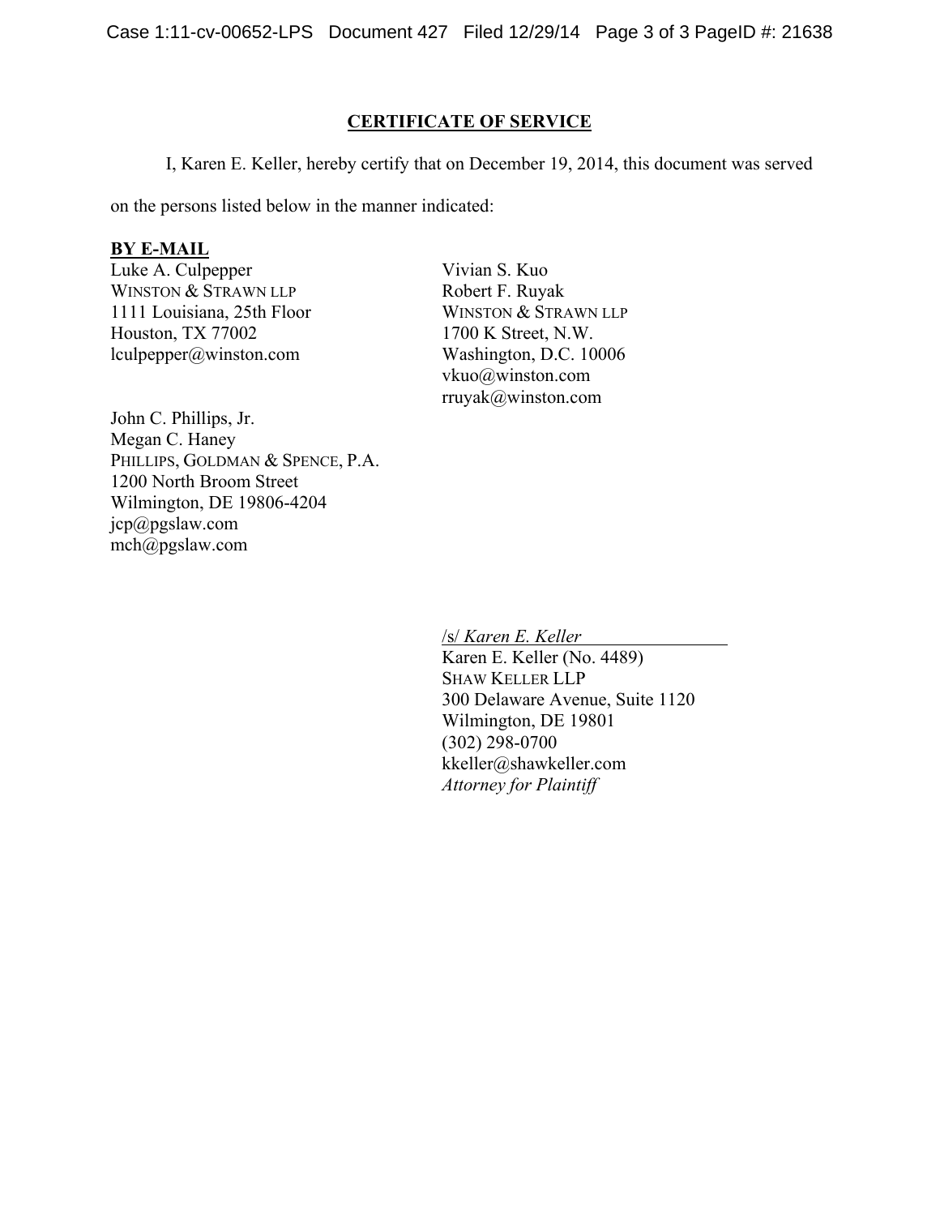## CERTIFICATE OF SERVICE

I, Karen E. Keller, hereby certify that on December 19, 2014, this document was served on the persons listed below in the manner indicated:

**BY E-MAIL**

Luke A. Culpepper
WINSTON & STRAWN LLP
1111 Louisiana, 25th Floor
Houston, TX 77002
lculpepper@winston.com

Vivian S. Kuo
Robert F. Ruyak
WINSTON & STRAWN LLP
1700 K Street, N.W.
Washington, D.C. 10006
vkuo@winston.com
rruyak@winston.com

John C. Phillips, Jr.
Megan C. Haney
PHILLIPS, GOLDMAN & SPENCE, P.A.
1200 North Broom Street
Wilmington, DE 19806-4204
jcp@pgslaw.com
mch@pgslaw.com

/s/ *Karen E. Keller*
Karen E. Keller (No. 4489)
SHAW KELLER LLP
300 Delaware Avenue, Suite 1120
Wilmington, DE 19801
(302) 298-0700
kkeller@shawkeller.com
*Attorney for Plaintiff*